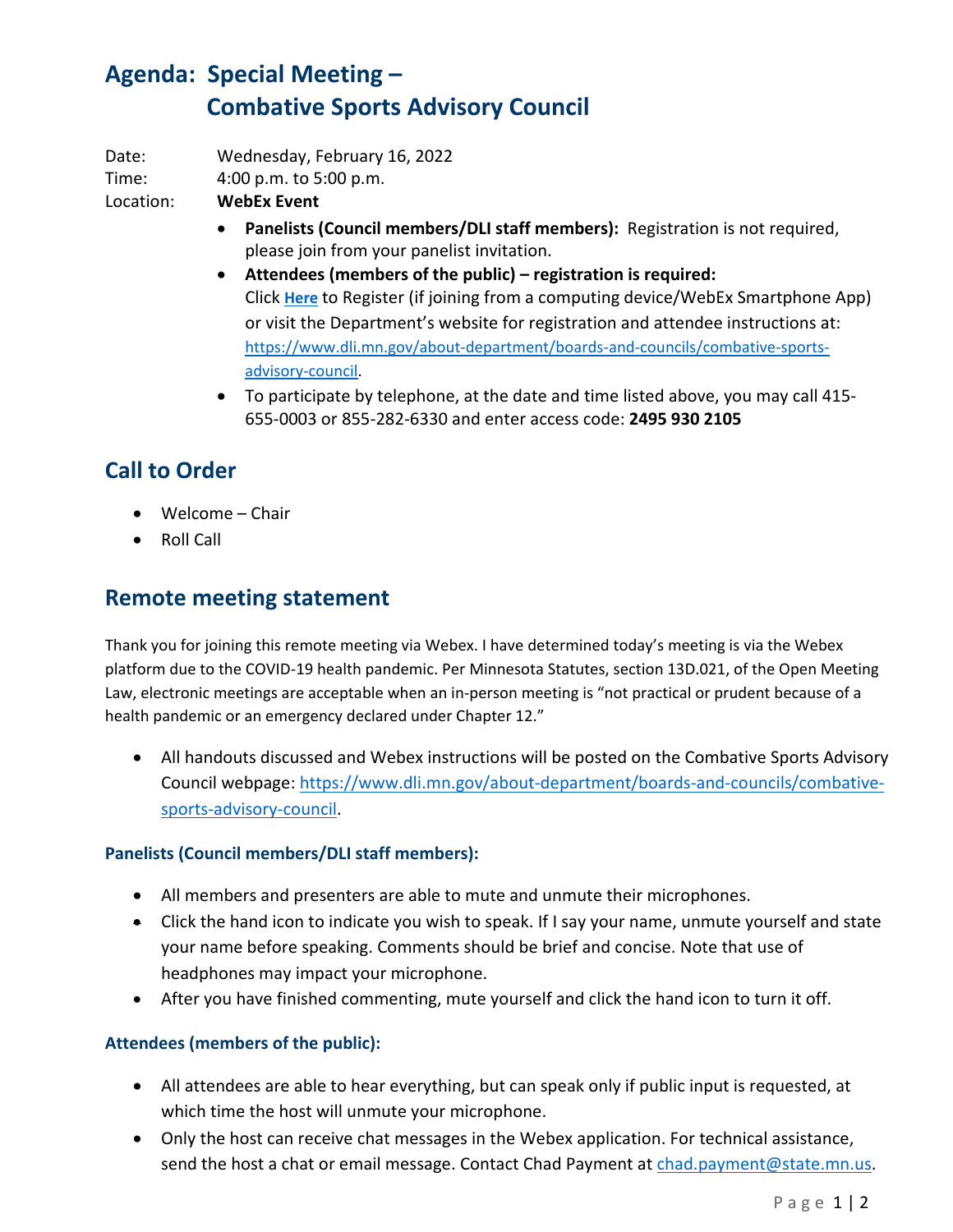# Agenda: Special Meeting – Combative Sports Advisory Council

Date: Wednesday, February 16, 2022

Time: 4:00 p.m. to 5:00 p.m.

Location: **WebEx Event**

- **Panelists (Council members/DLI staff members):** Registration is not required, please join from your panelist invitation.
- **Attendees (members of the public) – registration is required:** Click **Here** to Register (if joining from a computing device/WebEx Smartphone App) or visit the Department's website for registration and attendee instructions at: https://www.dli.mn.gov/about-department/boards-and-councils/combative-sports-advisory-council.
- To participate by telephone, at the date and time listed above, you may call 415-655-0003 or 855-282-6330 and enter access code: **2495 930 2105**

## Call to Order

- Welcome – Chair
- Roll Call

## Remote meeting statement

Thank you for joining this remote meeting via Webex. I have determined today's meeting is via the Webex platform due to the COVID-19 health pandemic. Per Minnesota Statutes, section 13D.021, of the Open Meeting Law, electronic meetings are acceptable when an in-person meeting is "not practical or prudent because of a health pandemic or an emergency declared under Chapter 12."

- All handouts discussed and Webex instructions will be posted on the Combative Sports Advisory Council webpage: https://www.dli.mn.gov/about-department/boards-and-councils/combative-sports-advisory-council.

### Panelists (Council members/DLI staff members):

- All members and presenters are able to mute and unmute their microphones.
- Click the hand icon to indicate you wish to speak. If I say your name, unmute yourself and state your name before speaking. Comments should be brief and concise. Note that use of headphones may impact your microphone.
- After you have finished commenting, mute yourself and click the hand icon to turn it off.

### Attendees (members of the public):

- All attendees are able to hear everything, but can speak only if public input is requested, at which time the host will unmute your microphone.
- Only the host can receive chat messages in the Webex application. For technical assistance, send the host a chat or email message. Contact Chad Payment at chad.payment@state.mn.us.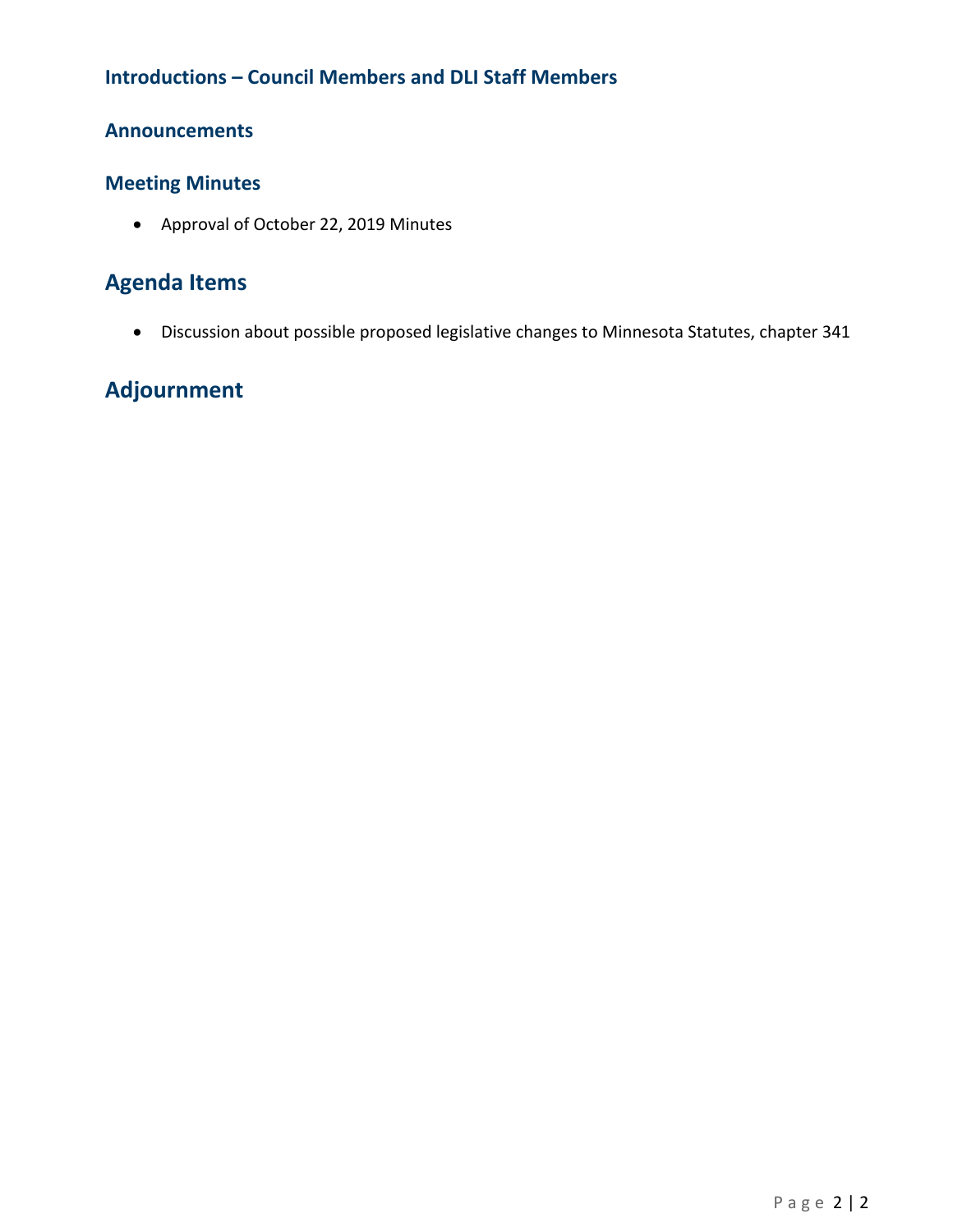### Introductions – Council Members and DLI Staff Members

### Announcements

### Meeting Minutes

- Approval of October 22, 2019 Minutes

## Agenda Items

- Discussion about possible proposed legislative changes to Minnesota Statutes, chapter 341

## Adjournment